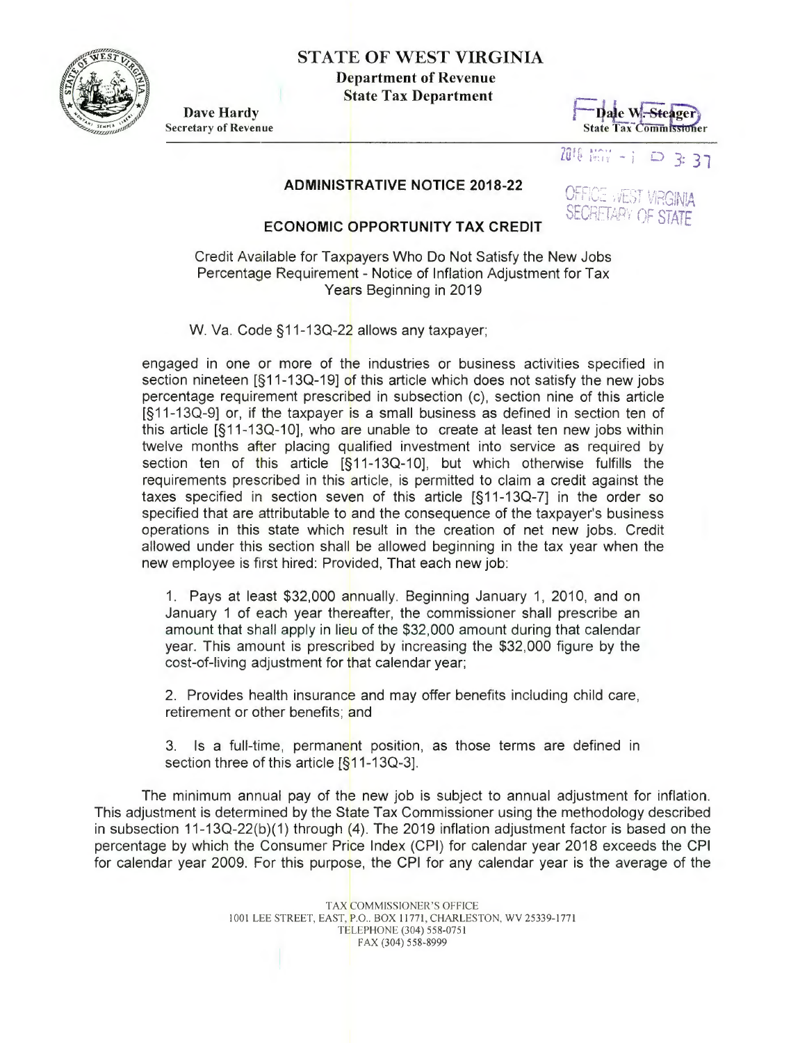# STATE OF WEST VIRGINIA

**Department of Revenue**
**State Tax Department**

**Dave Hardy**
Secretary of Revenue

**Dale W. Steager**
State Tax Commissioner

FILED

2018 NOV - 1 P 3: 37

OFFICE WEST VIRGINIA SECRETARY OF STATE

## ADMINISTRATIVE NOTICE 2018-22

## ECONOMIC OPPORTUNITY TAX CREDIT

Credit Available for Taxpayers Who Do Not Satisfy the New Jobs Percentage Requirement - Notice of Inflation Adjustment for Tax Years Beginning in 2019

W. Va. Code §11-13Q-22 allows any taxpayer;

> engaged in one or more of the industries or business activities specified in section nineteen [§11-13Q-19] of this article which does not satisfy the new jobs percentage requirement prescribed in subsection (c), section nine of this article [§11-13Q-9] or, if the taxpayer is a small business as defined in section ten of this article [§11-13Q-10], who are unable to create at least ten new jobs within twelve months after placing qualified investment into service as required by section ten of this article [§11-13Q-10], but which otherwise fulfills the requirements prescribed in this article, is permitted to claim a credit against the taxes specified in section seven of this article [§11-13Q-7] in the order so specified that are attributable to and the consequence of the taxpayer's business operations in this state which result in the creation of net new jobs. Credit allowed under this section shall be allowed beginning in the tax year when the new employee is first hired: Provided, That each new job:
>
> 1. Pays at least $32,000 annually. Beginning January 1, 2010, and on January 1 of each year thereafter, the commissioner shall prescribe an amount that shall apply in lieu of the $32,000 amount during that calendar year. This amount is prescribed by increasing the $32,000 figure by the cost-of-living adjustment for that calendar year;
>
> 2. Provides health insurance and may offer benefits including child care, retirement or other benefits; and
>
> 3. Is a full-time, permanent position, as those terms are defined in section three of this article [§11-13Q-3].

The minimum annual pay of the new job is subject to annual adjustment for inflation. This adjustment is determined by the State Tax Commissioner using the methodology described in subsection 11-13Q-22(b)(1) through (4). The 2019 inflation adjustment factor is based on the percentage by which the Consumer Price Index (CPI) for calendar year 2018 exceeds the CPI for calendar year 2009. For this purpose, the CPI for any calendar year is the average of the

TAX COMMISSIONER'S OFFICE
1001 LEE STREET, EAST, P.O.. BOX 11771, CHARLESTON, WV 25339-1771
TELEPHONE (304) 558-0751
FAX (304) 558-8999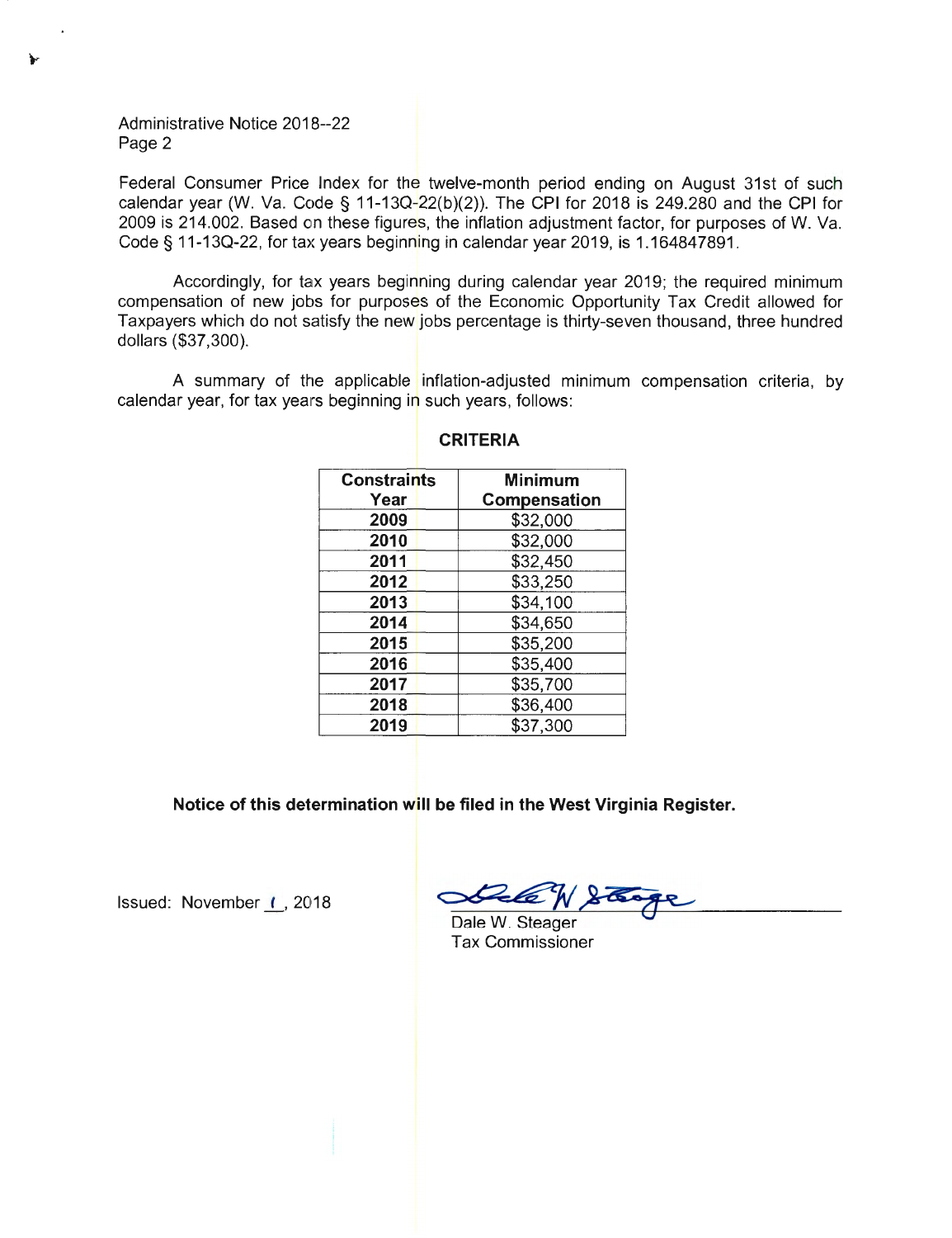Federal Consumer Price Index for the twelve-month period ending on August 31st of such calendar year (W. Va. Code § 11-13Q-22(b)(2)). The CPI for 2018 is 249.280 and the CPI for 2009 is 214.002. Based on these figures, the inflation adjustment factor, for purposes of W. Va. Code § 11-13Q-22, for tax years beginning in calendar year 2019, is 1.164847891.

Accordingly, for tax years beginning during calendar year 2019; the required minimum compensation of new jobs for purposes of the Economic Opportunity Tax Credit allowed for Taxpayers which do not satisfy the new jobs percentage is thirty-seven thousand, three hundred dollars ($37,300).

A summary of the applicable inflation-adjusted minimum compensation criteria, by calendar year, for tax years beginning in such years, follows:

**CRITERIA**

| Constraints Year | Minimum Compensation |
|---|---|
| **2009** | $32,000 |
| **2010** | $32,000 |
| **2011** | $32,450 |
| **2012** | $33,250 |
| **2013** | $34,100 |
| **2014** | $34,650 |
| **2015** | $35,200 |
| **2016** | $35,400 |
| **2017** | $35,700 |
| **2018** | $36,400 |
| **2019** | $37,300 |

**Notice of this determination will be filed in the West Virginia Register.**

Issued: November 1, 2018

Dale W. Steager
Tax Commissioner